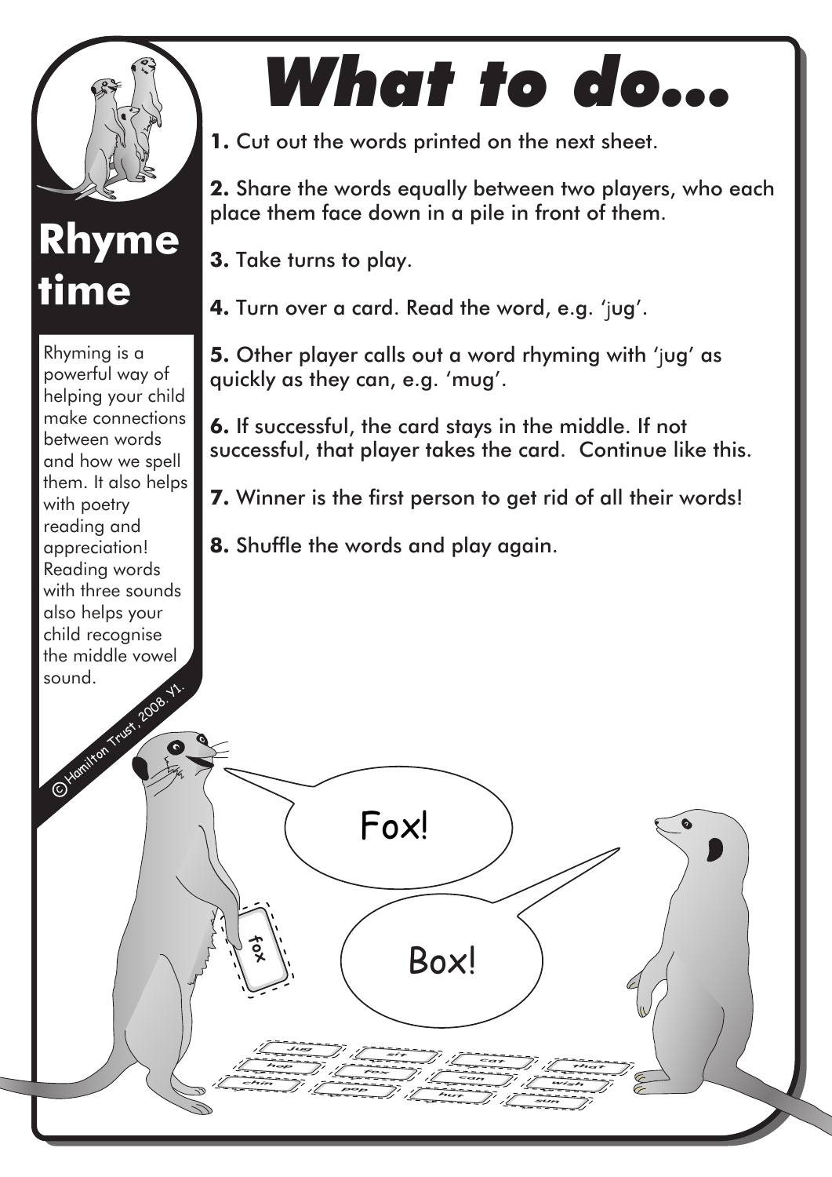# Rhyme time

Rhyming is a powerful way of helping your child make connections between words and how we spell them. It also helps with poetry reading and appreciation! Reading words with three sounds also helps your child recognise the middle vowel sound.

© Hamilton Trust, 2008. Y1.

# What to do...

**1.** Cut out the words printed on the next sheet.

**2.** Share the words equally between two players, who each place them face down in a pile in front of them.

**3.** Take turns to play.

**4.** Turn over a card. Read the word, e.g. 'jug'.

**5.** Other player calls out a word rhyming with 'jug' as quickly as they can, e.g. 'mug'.

**6.** If successful, the card stays in the middle. If not successful, that player takes the card. Continue like this.

**7.** Winner is the first person to get rid of all their words!

**8.** Shuffle the words and play again.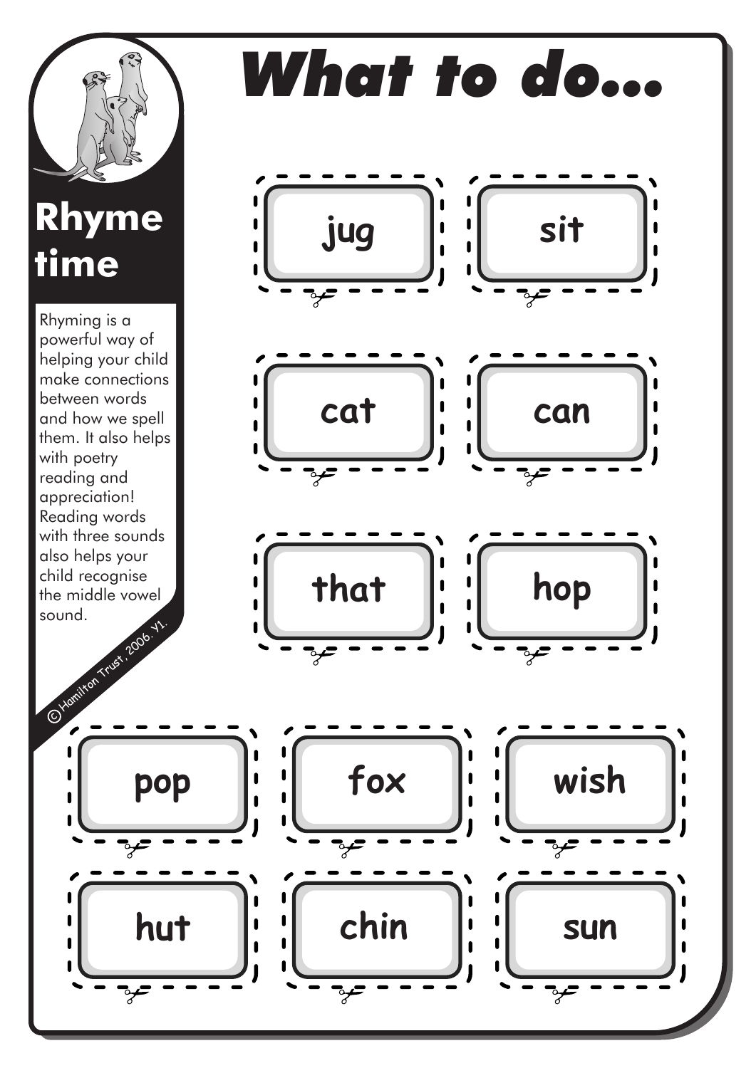# What to do...

## Rhyme time

Rhyming is a powerful way of helping your child make connections between words and how we spell them. It also helps with poetry reading and appreciation! Reading words with three sounds also helps your child recognise the middle vowel sound.

© Hamilton Trust, 2006. Y1.

jug

sit

cat

can

that

hop

pop

fox

wish

hut

chin

sun